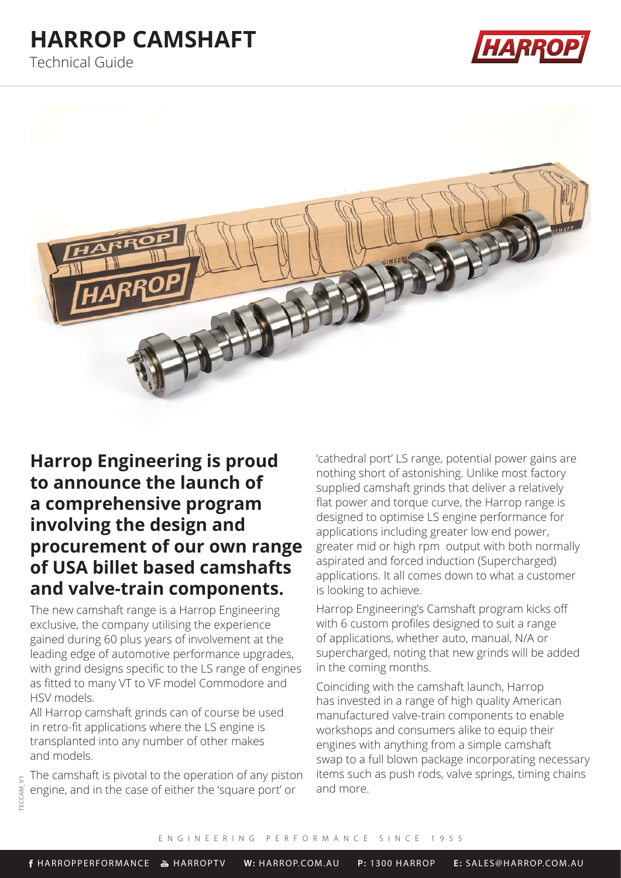# HARROP CAMSHAFT

Technical Guide

## Harrop Engineering is proud to announce the launch of a comprehensive program involving the design and procurement of our own range of USA billet based camshafts and valve-train components.

The new camshaft range is a Harrop Engineering exclusive, the company utilising the experience gained during 60 plus years of involvement at the leading edge of automotive performance upgrades, with grind designs specific to the LS range of engines as fitted to many VT to VF model Commodore and HSV models.

All Harrop camshaft grinds can of course be used in retro-fit applications where the LS engine is transplanted into any number of other makes and models.

The camshaft is pivotal to the operation of any piston engine, and in the case of either the 'square port' or 'cathedral port' LS range, potential power gains are nothing short of astonishing. Unlike most factory supplied camshaft grinds that deliver a relatively flat power and torque curve, the Harrop range is designed to optimise LS engine performance for applications including greater low end power, greater mid or high rpm output with both normally aspirated and forced induction (Supercharged) applications. It all comes down to what a customer is looking to achieve.

Harrop Engineering's Camshaft program kicks off with 6 custom profiles designed to suit a range of applications, whether auto, manual, N/A or supercharged, noting that new grinds will be added in the coming months.

Coinciding with the camshaft launch, Harrop has invested in a range of high quality American manufactured valve-train components to enable workshops and consumers alike to equip their engines with anything from a simple camshaft swap to a full blown package incorporating necessary items such as push rods, valve springs, timing chains and more.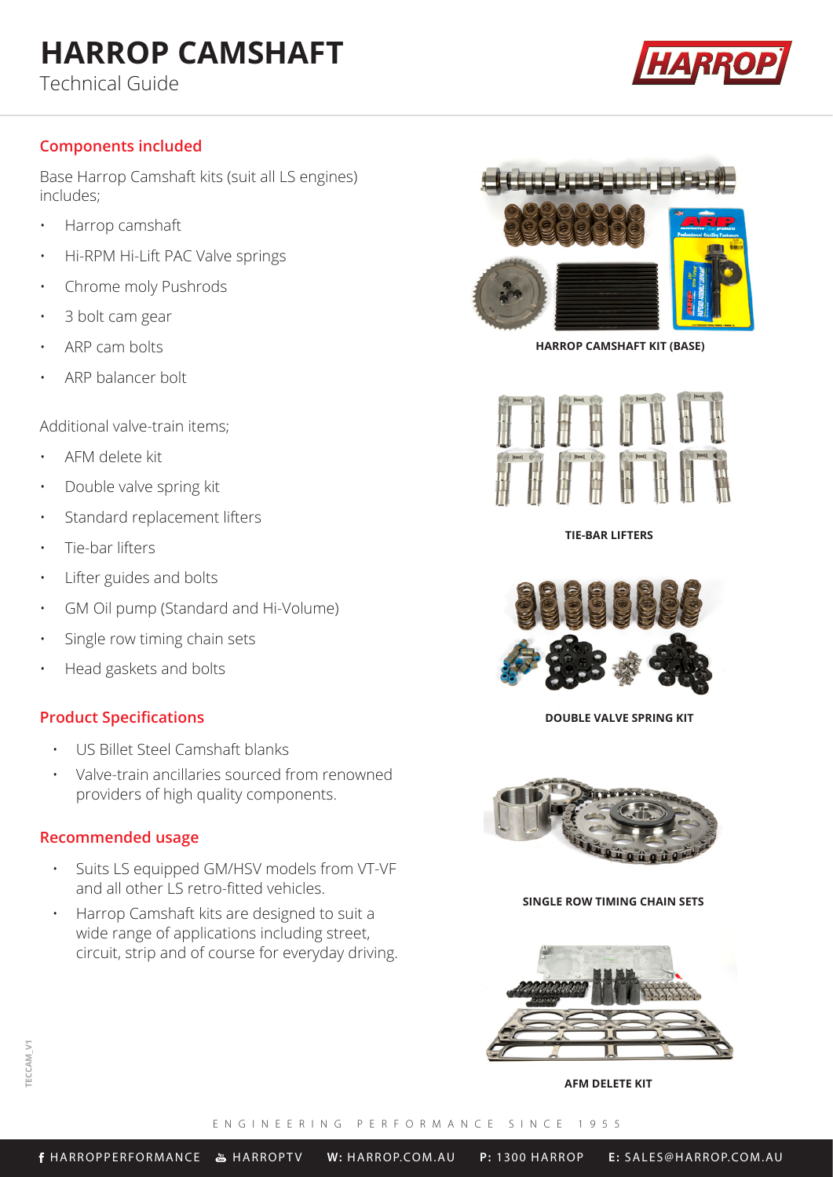# HARROP CAMSHAFT

Technical Guide

## Components included

Base Harrop Camshaft kits (suit all LS engines) includes;

- Harrop camshaft
- Hi-RPM Hi-Lift PAC Valve springs
- Chrome moly Pushrods
- 3 bolt cam gear
- ARP cam bolts
- ARP balancer bolt

Additional valve-train items;

- AFM delete kit
- Double valve spring kit
- Standard replacement lifters
- Tie-bar lifters
- Lifter guides and bolts
- GM Oil pump (Standard and Hi-Volume)
- Single row timing chain sets
- Head gaskets and bolts

## Product Specifications

- US Billet Steel Camshaft blanks
- Valve-train ancillaries sourced from renowned providers of high quality components.

## Recommended usage

- Suits LS equipped GM/HSV models from VT-VF and all other LS retro-fitted vehicles.
- Harrop Camshaft kits are designed to suit a wide range of applications including street, circuit, strip and of course for everyday driving.

**HARROP CAMSHAFT KIT (BASE)**

**TIE-BAR LIFTERS**

**DOUBLE VALVE SPRING KIT**

**SINGLE ROW TIMING CHAIN SETS**

**AFM DELETE KIT**

ENGINEERING PERFORMANCE SINCE 1955

HARROPPERFORMANCE | HARROPTV | **W:** HARROP.COM.AU | **P:** 1300 HARROP | **E:** SALES@HARROP.COM.AU